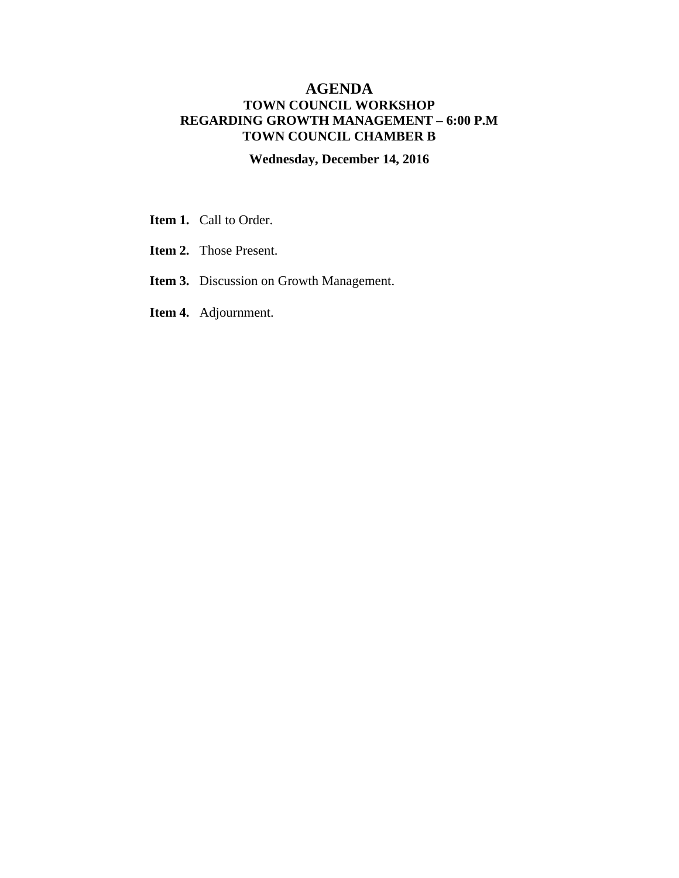# AGENDA

## TOWN COUNCIL WORKSHOP
## REGARDING GROWTH MANAGEMENT – 6:00 P.M
## TOWN COUNCIL CHAMBER B

**Wednesday, December 14, 2016**

**Item 1.** Call to Order.

**Item 2.** Those Present.

**Item 3.** Discussion on Growth Management.

**Item 4.** Adjournment.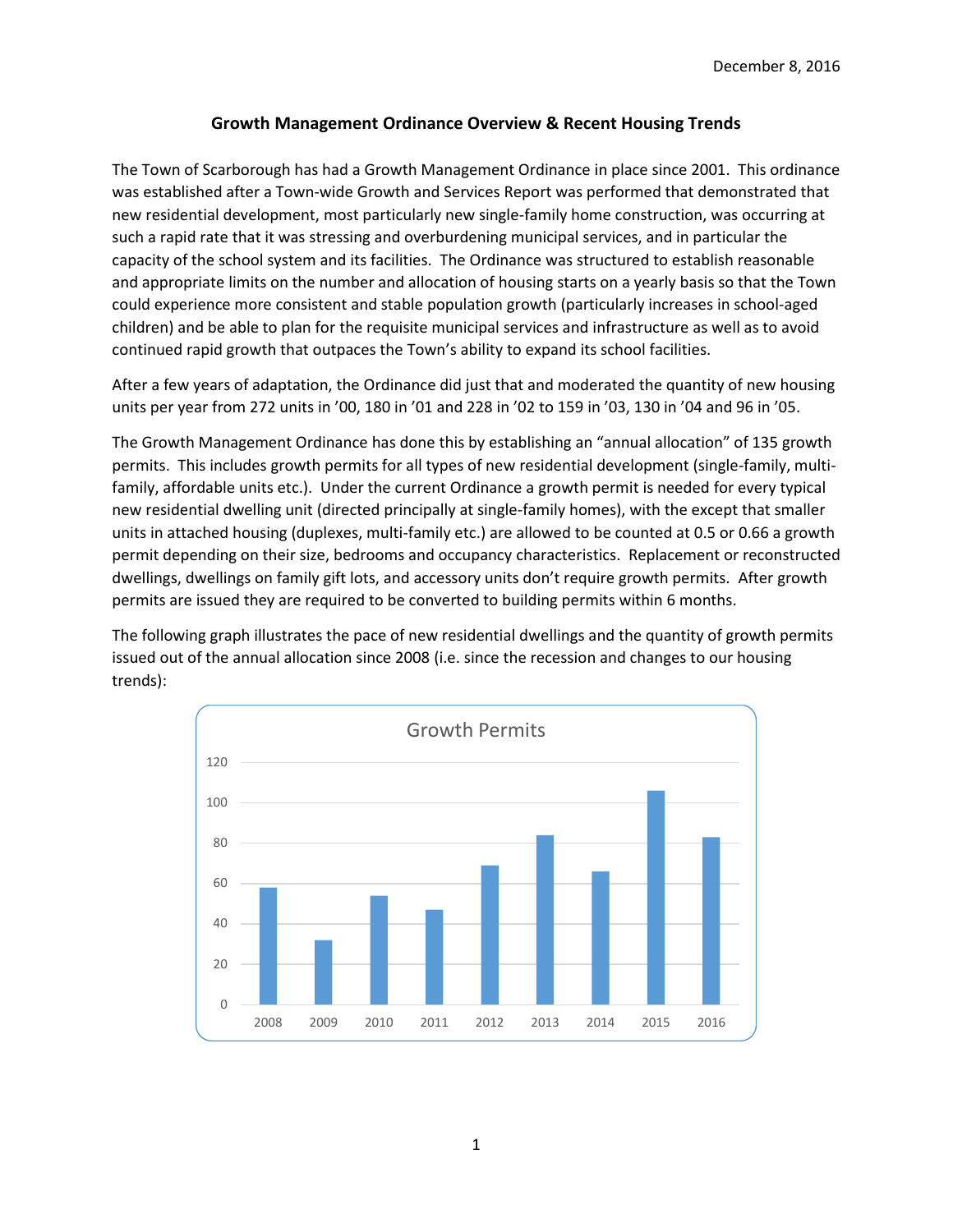December 8, 2016

## Growth Management Ordinance Overview & Recent Housing Trends

The Town of Scarborough has had a Growth Management Ordinance in place since 2001. This ordinance was established after a Town-wide Growth and Services Report was performed that demonstrated that new residential development, most particularly new single-family home construction, was occurring at such a rapid rate that it was stressing and overburdening municipal services, and in particular the capacity of the school system and its facilities. The Ordinance was structured to establish reasonable and appropriate limits on the number and allocation of housing starts on a yearly basis so that the Town could experience more consistent and stable population growth (particularly increases in school-aged children) and be able to plan for the requisite municipal services and infrastructure as well as to avoid continued rapid growth that outpaces the Town's ability to expand its school facilities.

After a few years of adaptation, the Ordinance did just that and moderated the quantity of new housing units per year from 272 units in '00, 180 in '01 and 228 in '02 to 159 in '03, 130 in '04 and 96 in '05.

The Growth Management Ordinance has done this by establishing an "annual allocation" of 135 growth permits. This includes growth permits for all types of new residential development (single-family, multi-family, affordable units etc.). Under the current Ordinance a growth permit is needed for every typical new residential dwelling unit (directed principally at single-family homes), with the except that smaller units in attached housing (duplexes, multi-family etc.) are allowed to be counted at 0.5 or 0.66 a growth permit depending on their size, bedrooms and occupancy characteristics. Replacement or reconstructed dwellings, dwellings on family gift lots, and accessory units don't require growth permits. After growth permits are issued they are required to be converted to building permits within 6 months.

The following graph illustrates the pace of new residential dwellings and the quantity of growth permits issued out of the annual allocation since 2008 (i.e. since the recession and changes to our housing trends):

Growth Permits

| Year | Growth Permits |
|---|---|
| 2008 | 58 |
| 2009 | 32 |
| 2010 | 54 |
| 2011 | 47 |
| 2012 | 69 |
| 2013 | 84 |
| 2014 | 66 |
| 2015 | 106 |
| 2016 | 83 |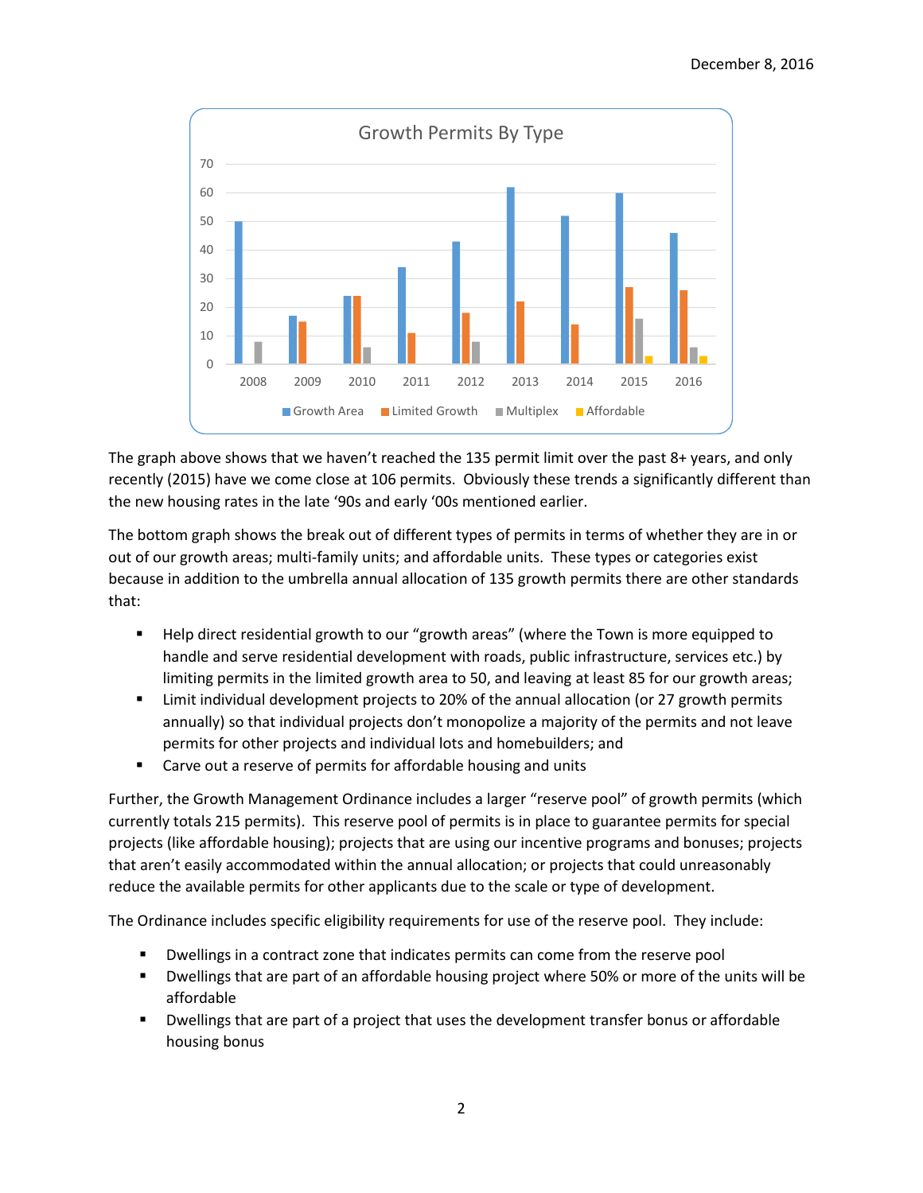**Growth Permits By Type**

The graph above shows that we haven't reached the 135 permit limit over the past 8+ years, and only recently (2015) have we come close at 106 permits. Obviously these trends a significantly different than the new housing rates in the late '90s and early '00s mentioned earlier.

The bottom graph shows the break out of different types of permits in terms of whether they are in or out of our growth areas; multi-family units; and affordable units. These types or categories exist because in addition to the umbrella annual allocation of 135 growth permits there are other standards that:

- Help direct residential growth to our "growth areas" (where the Town is more equipped to handle and serve residential development with roads, public infrastructure, services etc.) by limiting permits in the limited growth area to 50, and leaving at least 85 for our growth areas;
- Limit individual development projects to 20% of the annual allocation (or 27 growth permits annually) so that individual projects don't monopolize a majority of the permits and not leave permits for other projects and individual lots and homebuilders; and
- Carve out a reserve of permits for affordable housing and units

Further, the Growth Management Ordinance includes a larger "reserve pool" of growth permits (which currently totals 215 permits). This reserve pool of permits is in place to guarantee permits for special projects (like affordable housing); projects that are using our incentive programs and bonuses; projects that aren't easily accommodated within the annual allocation; or projects that could unreasonably reduce the available permits for other applicants due to the scale or type of development.

The Ordinance includes specific eligibility requirements for use of the reserve pool. They include:

- Dwellings in a contract zone that indicates permits can come from the reserve pool
- Dwellings that are part of an affordable housing project where 50% or more of the units will be affordable
- Dwellings that are part of a project that uses the development transfer bonus or affordable housing bonus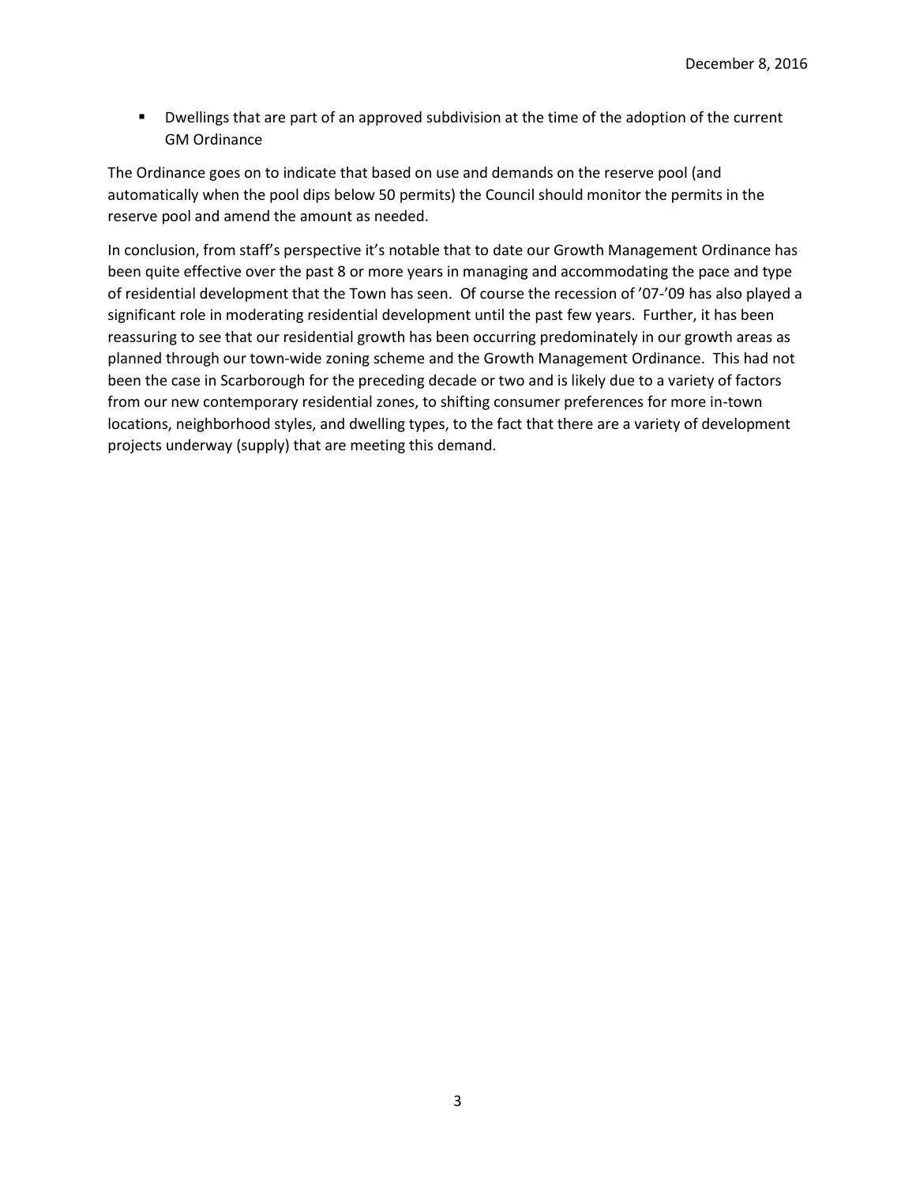- Dwellings that are part of an approved subdivision at the time of the adoption of the current GM Ordinance

The Ordinance goes on to indicate that based on use and demands on the reserve pool (and automatically when the pool dips below 50 permits) the Council should monitor the permits in the reserve pool and amend the amount as needed.

In conclusion, from staff's perspective it's notable that to date our Growth Management Ordinance has been quite effective over the past 8 or more years in managing and accommodating the pace and type of residential development that the Town has seen. Of course the recession of '07-'09 has also played a significant role in moderating residential development until the past few years. Further, it has been reassuring to see that our residential growth has been occurring predominately in our growth areas as planned through our town-wide zoning scheme and the Growth Management Ordinance. This had not been the case in Scarborough for the preceding decade or two and is likely due to a variety of factors from our new contemporary residential zones, to shifting consumer preferences for more in-town locations, neighborhood styles, and dwelling types, to the fact that there are a variety of development projects underway (supply) that are meeting this demand.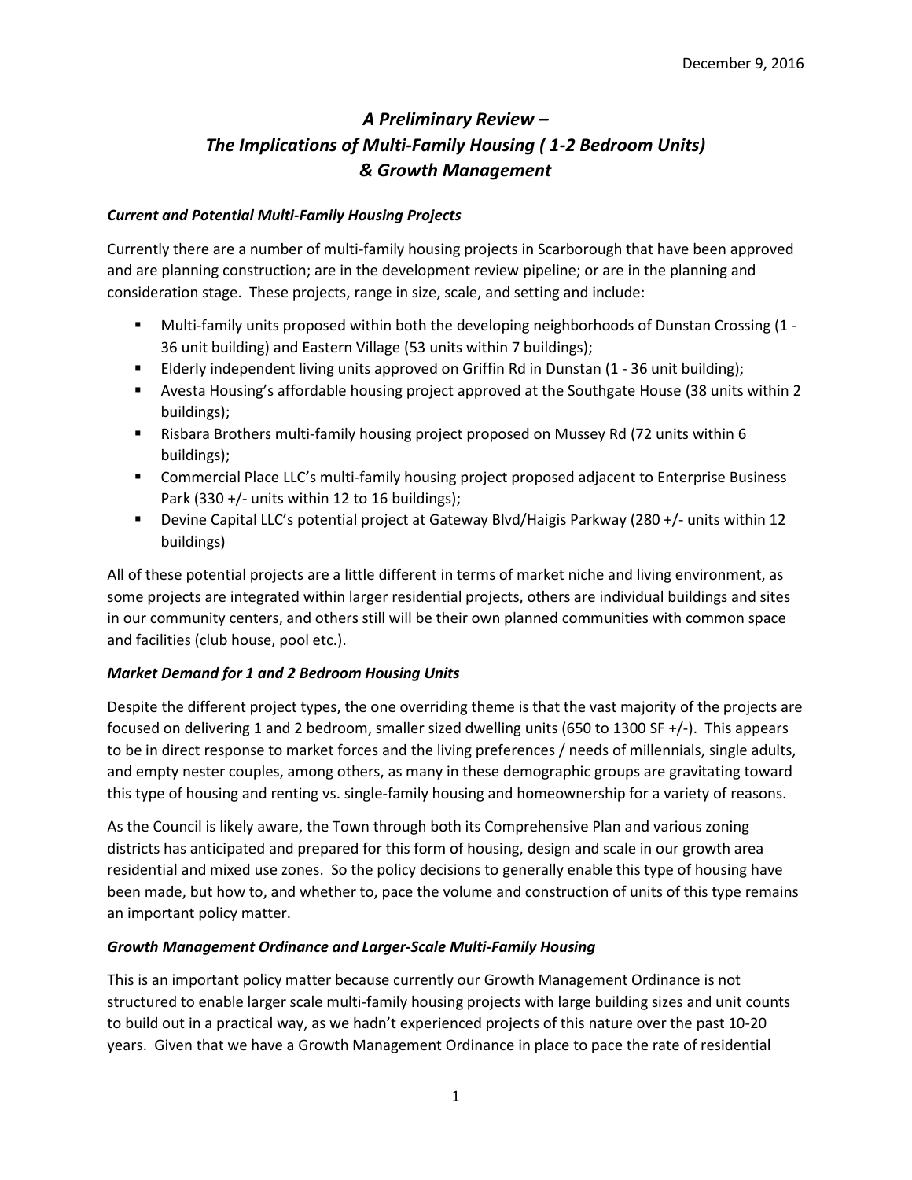December 9, 2016

## *A Preliminary Review – The Implications of Multi-Family Housing ( 1-2 Bedroom Units) & Growth Management*

### *Current and Potential Multi-Family Housing Projects*

Currently there are a number of multi-family housing projects in Scarborough that have been approved and are planning construction; are in the development review pipeline; or are in the planning and consideration stage. These projects, range in size, scale, and setting and include:

- Multi-family units proposed within both the developing neighborhoods of Dunstan Crossing (1 - 36 unit building) and Eastern Village (53 units within 7 buildings);
- Elderly independent living units approved on Griffin Rd in Dunstan (1 - 36 unit building);
- Avesta Housing's affordable housing project approved at the Southgate House (38 units within 2 buildings);
- Risbara Brothers multi-family housing project proposed on Mussey Rd (72 units within 6 buildings);
- Commercial Place LLC's multi-family housing project proposed adjacent to Enterprise Business Park (330 +/- units within 12 to 16 buildings);
- Devine Capital LLC's potential project at Gateway Blvd/Haigis Parkway (280 +/- units within 12 buildings)

All of these potential projects are a little different in terms of market niche and living environment, as some projects are integrated within larger residential projects, others are individual buildings and sites in our community centers, and others still will be their own planned communities with common space and facilities (club house, pool etc.).

### *Market Demand for 1 and 2 Bedroom Housing Units*

Despite the different project types, the one overriding theme is that the vast majority of the projects are focused on delivering <u>1 and 2 bedroom, smaller sized dwelling units (650 to 1300 SF +/-)</u>. This appears to be in direct response to market forces and the living preferences / needs of millennials, single adults, and empty nester couples, among others, as many in these demographic groups are gravitating toward this type of housing and renting vs. single-family housing and homeownership for a variety of reasons.

As the Council is likely aware, the Town through both its Comprehensive Plan and various zoning districts has anticipated and prepared for this form of housing, design and scale in our growth area residential and mixed use zones. So the policy decisions to generally enable this type of housing have been made, but how to, and whether to, pace the volume and construction of units of this type remains an important policy matter.

### *Growth Management Ordinance and Larger-Scale Multi-Family Housing*

This is an important policy matter because currently our Growth Management Ordinance is not structured to enable larger scale multi-family housing projects with large building sizes and unit counts to build out in a practical way, as we hadn't experienced projects of this nature over the past 10-20 years. Given that we have a Growth Management Ordinance in place to pace the rate of residential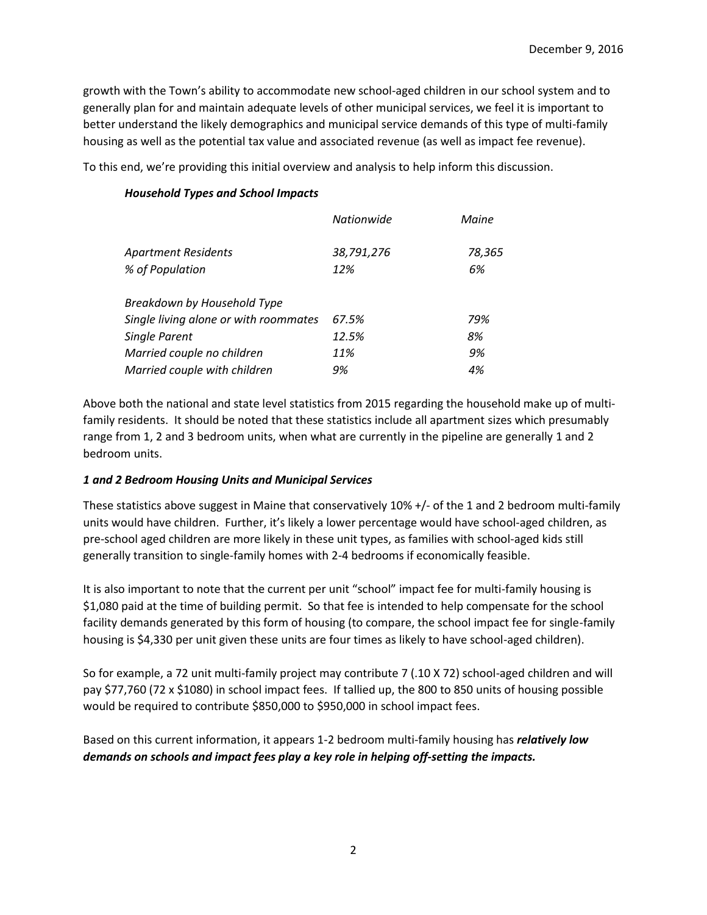growth with the Town's ability to accommodate new school-aged children in our school system and to generally plan for and maintain adequate levels of other municipal services, we feel it is important to better understand the likely demographics and municipal service demands of this type of multi-family housing as well as the potential tax value and associated revenue (as well as impact fee revenue).

To this end, we're providing this initial overview and analysis to help inform this discussion.

***Household Types and School Impacts***

| | *Nationwide* | *Maine* |
|---|---|---|
| *Apartment Residents* | *38,791,276* | *78,365* |
| *% of Population* | *12%* | *6%* |
| *Breakdown by Household Type* | | |
| *Single living alone or with roommates* | *67.5%* | *79%* |
| *Single Parent* | *12.5%* | *8%* |
| *Married couple no children* | *11%* | *9%* |
| *Married couple with children* | *9%* | *4%* |

Above both the national and state level statistics from 2015 regarding the household make up of multi-family residents. It should be noted that these statistics include all apartment sizes which presumably range from 1, 2 and 3 bedroom units, when what are currently in the pipeline are generally 1 and 2 bedroom units.

***1 and 2 Bedroom Housing Units and Municipal Services***

These statistics above suggest in Maine that conservatively 10% +/- of the 1 and 2 bedroom multi-family units would have children. Further, it's likely a lower percentage would have school-aged children, as pre-school aged children are more likely in these unit types, as families with school-aged kids still generally transition to single-family homes with 2-4 bedrooms if economically feasible.

It is also important to note that the current per unit "school" impact fee for multi-family housing is $1,080 paid at the time of building permit. So that fee is intended to help compensate for the school facility demands generated by this form of housing (to compare, the school impact fee for single-family housing is $4,330 per unit given these units are four times as likely to have school-aged children).

So for example, a 72 unit multi-family project may contribute 7 (.10 X 72) school-aged children and will pay $77,760 (72 x $1080) in school impact fees. If tallied up, the 800 to 850 units of housing possible would be required to contribute $850,000 to $950,000 in school impact fees.

Based on this current information, it appears 1-2 bedroom multi-family housing has ***relatively low demands on schools and impact fees play a key role in helping off-setting the impacts.***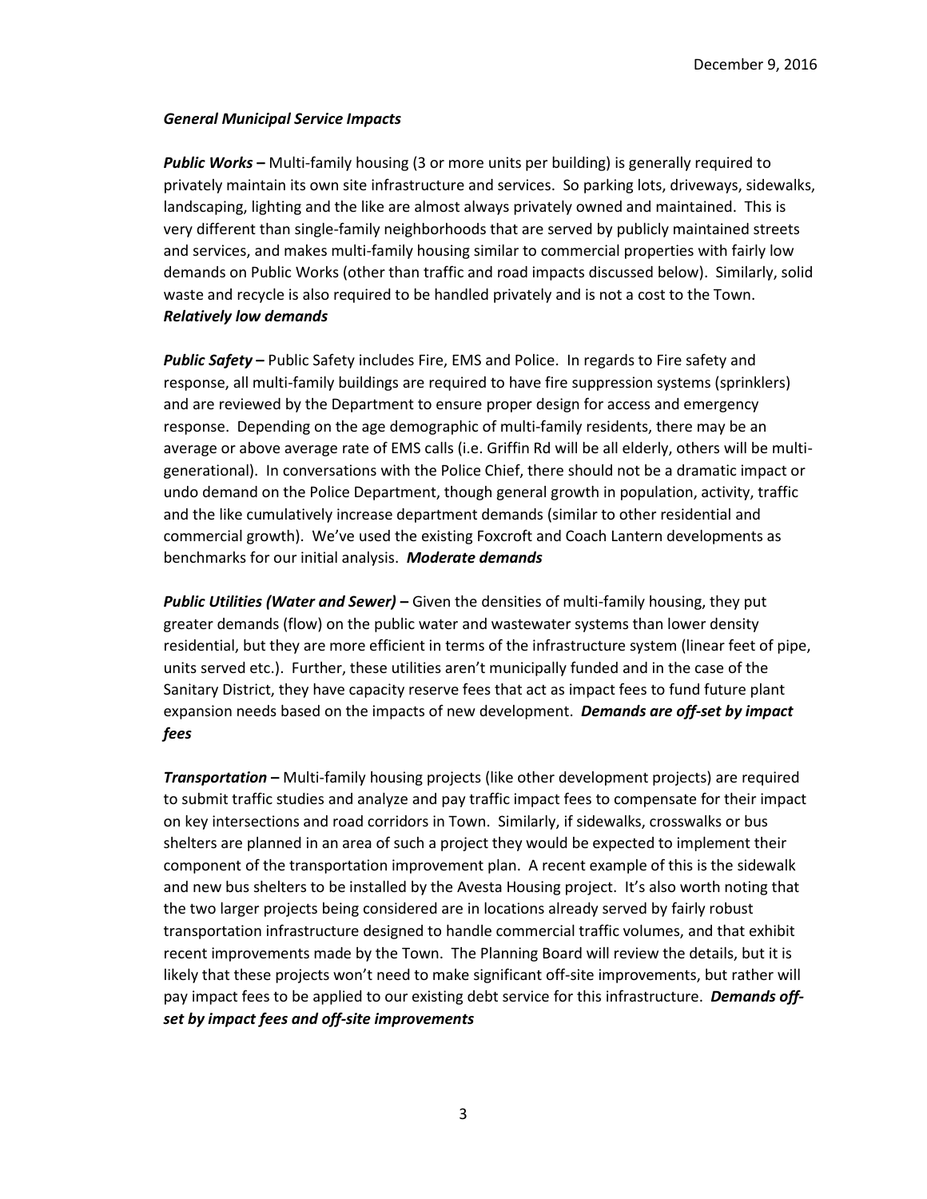December 9, 2016

***General Municipal Service Impacts***

***Public Works –*** Multi-family housing (3 or more units per building) is generally required to privately maintain its own site infrastructure and services. So parking lots, driveways, sidewalks, landscaping, lighting and the like are almost always privately owned and maintained. This is very different than single-family neighborhoods that are served by publicly maintained streets and services, and makes multi-family housing similar to commercial properties with fairly low demands on Public Works (other than traffic and road impacts discussed below). Similarly, solid waste and recycle is also required to be handled privately and is not a cost to the Town. ***Relatively low demands***

***Public Safety –*** Public Safety includes Fire, EMS and Police. In regards to Fire safety and response, all multi-family buildings are required to have fire suppression systems (sprinklers) and are reviewed by the Department to ensure proper design for access and emergency response. Depending on the age demographic of multi-family residents, there may be an average or above average rate of EMS calls (i.e. Griffin Rd will be all elderly, others will be multi-generational). In conversations with the Police Chief, there should not be a dramatic impact or undo demand on the Police Department, though general growth in population, activity, traffic and the like cumulatively increase department demands (similar to other residential and commercial growth). We've used the existing Foxcroft and Coach Lantern developments as benchmarks for our initial analysis. ***Moderate demands***

***Public Utilities (Water and Sewer) –*** Given the densities of multi-family housing, they put greater demands (flow) on the public water and wastewater systems than lower density residential, but they are more efficient in terms of the infrastructure system (linear feet of pipe, units served etc.). Further, these utilities aren't municipally funded and in the case of the Sanitary District, they have capacity reserve fees that act as impact fees to fund future plant expansion needs based on the impacts of new development. ***Demands are off-set by impact fees***

***Transportation –*** Multi-family housing projects (like other development projects) are required to submit traffic studies and analyze and pay traffic impact fees to compensate for their impact on key intersections and road corridors in Town. Similarly, if sidewalks, crosswalks or bus shelters are planned in an area of such a project they would be expected to implement their component of the transportation improvement plan. A recent example of this is the sidewalk and new bus shelters to be installed by the Avesta Housing project. It's also worth noting that the two larger projects being considered are in locations already served by fairly robust transportation infrastructure designed to handle commercial traffic volumes, and that exhibit recent improvements made by the Town. The Planning Board will review the details, but it is likely that these projects won't need to make significant off-site improvements, but rather will pay impact fees to be applied to our existing debt service for this infrastructure. ***Demands off-set by impact fees and off-site improvements***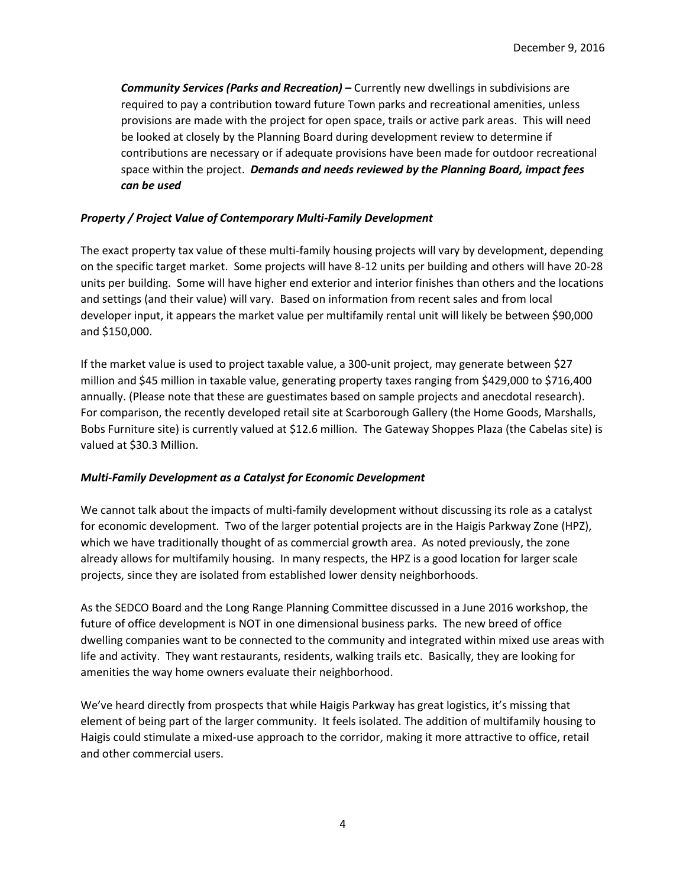***Community Services (Parks and Recreation) –*** Currently new dwellings in subdivisions are required to pay a contribution toward future Town parks and recreational amenities, unless provisions are made with the project for open space, trails or active park areas. This will need be looked at closely by the Planning Board during development review to determine if contributions are necessary or if adequate provisions have been made for outdoor recreational space within the project. ***Demands and needs reviewed by the Planning Board, impact fees can be used***

***Property / Project Value of Contemporary Multi-Family Development***

The exact property tax value of these multi-family housing projects will vary by development, depending on the specific target market. Some projects will have 8-12 units per building and others will have 20-28 units per building. Some will have higher end exterior and interior finishes than others and the locations and settings (and their value) will vary. Based on information from recent sales and from local developer input, it appears the market value per multifamily rental unit will likely be between $90,000 and $150,000.

If the market value is used to project taxable value, a 300-unit project, may generate between $27 million and $45 million in taxable value, generating property taxes ranging from $429,000 to $716,400 annually. (Please note that these are guestimates based on sample projects and anecdotal research). For comparison, the recently developed retail site at Scarborough Gallery (the Home Goods, Marshalls, Bobs Furniture site) is currently valued at $12.6 million. The Gateway Shoppes Plaza (the Cabelas site) is valued at $30.3 Million.

***Multi-Family Development as a Catalyst for Economic Development***

We cannot talk about the impacts of multi-family development without discussing its role as a catalyst for economic development. Two of the larger potential projects are in the Haigis Parkway Zone (HPZ), which we have traditionally thought of as commercial growth area. As noted previously, the zone already allows for multifamily housing. In many respects, the HPZ is a good location for larger scale projects, since they are isolated from established lower density neighborhoods.

As the SEDCO Board and the Long Range Planning Committee discussed in a June 2016 workshop, the future of office development is NOT in one dimensional business parks. The new breed of office dwelling companies want to be connected to the community and integrated within mixed use areas with life and activity. They want restaurants, residents, walking trails etc. Basically, they are looking for amenities the way home owners evaluate their neighborhood.

We've heard directly from prospects that while Haigis Parkway has great logistics, it's missing that element of being part of the larger community. It feels isolated. The addition of multifamily housing to Haigis could stimulate a mixed-use approach to the corridor, making it more attractive to office, retail and other commercial users.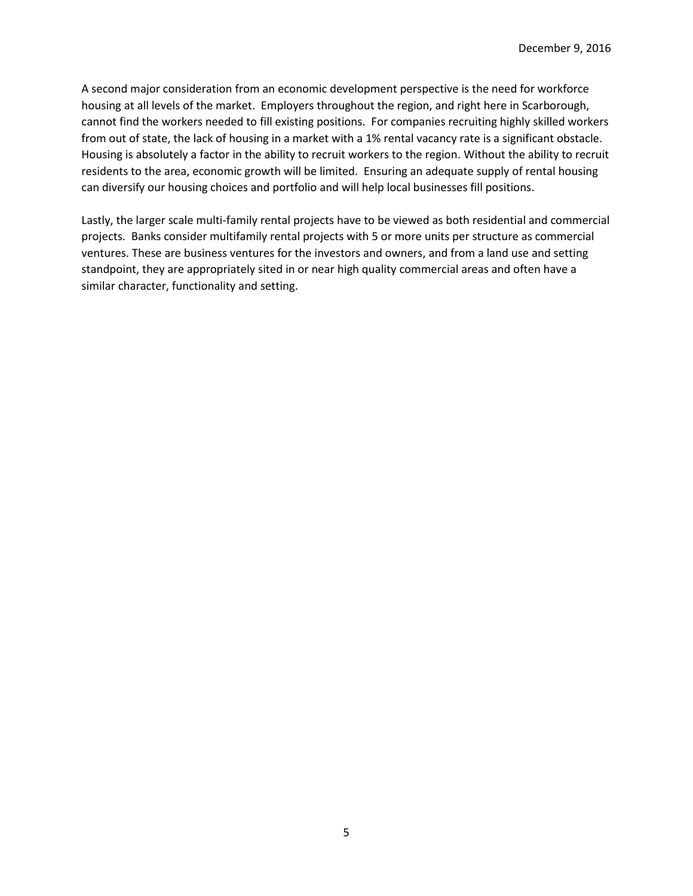A second major consideration from an economic development perspective is the need for workforce housing at all levels of the market. Employers throughout the region, and right here in Scarborough, cannot find the workers needed to fill existing positions. For companies recruiting highly skilled workers from out of state, the lack of housing in a market with a 1% rental vacancy rate is a significant obstacle. Housing is absolutely a factor in the ability to recruit workers to the region. Without the ability to recruit residents to the area, economic growth will be limited. Ensuring an adequate supply of rental housing can diversify our housing choices and portfolio and will help local businesses fill positions.

Lastly, the larger scale multi-family rental projects have to be viewed as both residential and commercial projects. Banks consider multifamily rental projects with 5 or more units per structure as commercial ventures. These are business ventures for the investors and owners, and from a land use and setting standpoint, they are appropriately sited in or near high quality commercial areas and often have a similar character, functionality and setting.